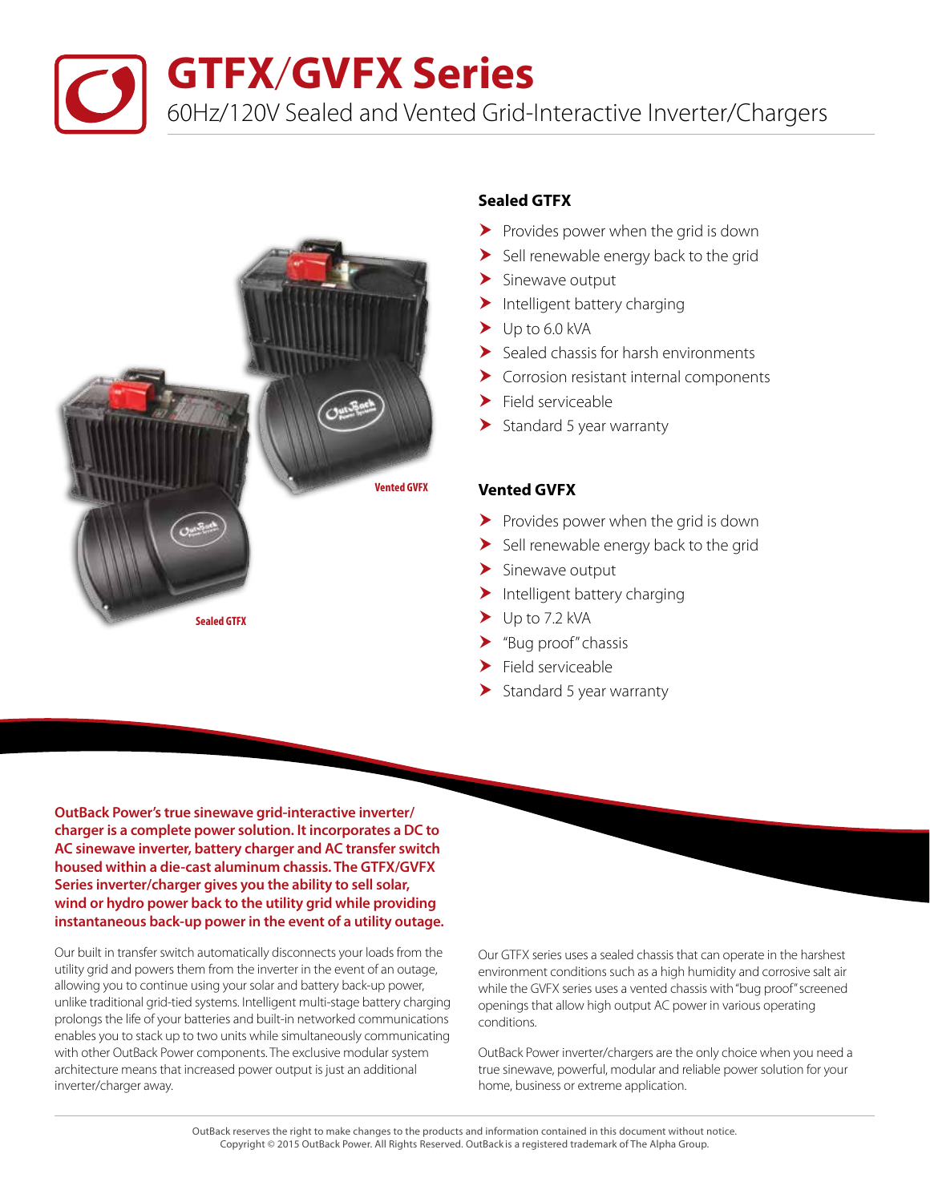# GTFX/GVFX Series

60Hz/120V Sealed and Vented Grid-Interactive Inverter/Chargers

Vented GVFX

Sealed GTFX

### Sealed GTFX

- Provides power when the grid is down
- Sell renewable energy back to the grid
- Sinewave output
- Intelligent battery charging
- Up to 6.0 kVA
- Sealed chassis for harsh environments
- Corrosion resistant internal components
- Field serviceable
- Standard 5 year warranty

### Vented GVFX

- Provides power when the grid is down
- Sell renewable energy back to the grid
- Sinewave output
- Intelligent battery charging
- Up to 7.2 kVA
- "Bug proof" chassis
- Field serviceable
- Standard 5 year warranty

**OutBack Power's true sinewave grid-interactive inverter/charger is a complete power solution. It incorporates a DC to AC sinewave inverter, battery charger and AC transfer switch housed within a die-cast aluminum chassis. The GTFX/GVFX Series inverter/charger gives you the ability to sell solar, wind or hydro power back to the utility grid while providing instantaneous back-up power in the event of a utility outage.**

Our built in transfer switch automatically disconnects your loads from the utility grid and powers them from the inverter in the event of an outage, allowing you to continue using your solar and battery back-up power, unlike traditional grid-tied systems. Intelligent multi-stage battery charging prolongs the life of your batteries and built-in networked communications enables you to stack up to two units while simultaneously communicating with other OutBack Power components. The exclusive modular system architecture means that increased power output is just an additional inverter/charger away.

Our GTFX series uses a sealed chassis that can operate in the harshest environment conditions such as a high humidity and corrosive salt air while the GVFX series uses a vented chassis with "bug proof" screened openings that allow high output AC power in various operating conditions.

OutBack Power inverter/chargers are the only choice when you need a true sinewave, powerful, modular and reliable power solution for your home, business or extreme application.

OutBack reserves the right to make changes to the products and information contained in this document without notice.
Copyright © 2015 OutBack Power. All Rights Reserved. OutBack is a registered trademark of The Alpha Group.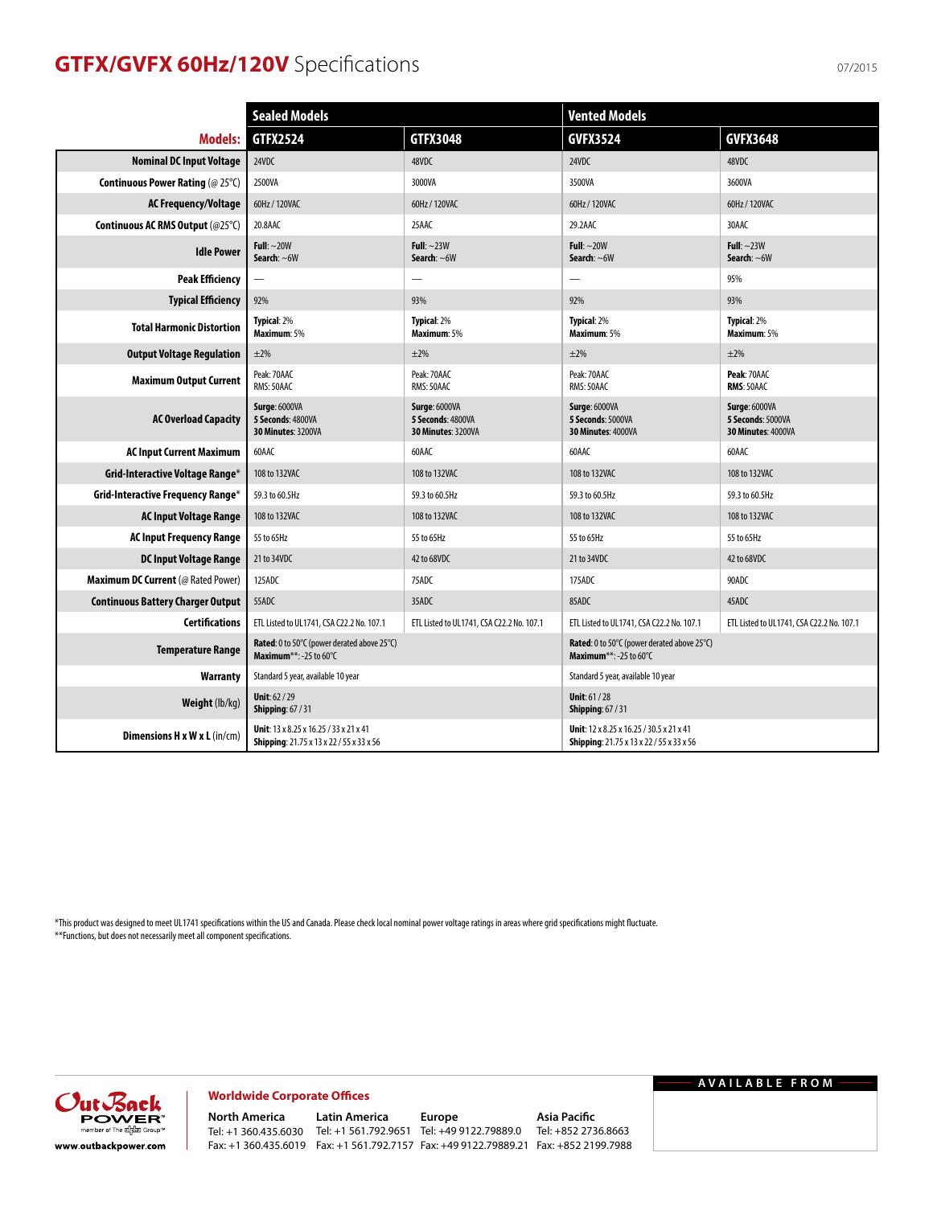# GTFX/GVFX 60Hz/120V Specifications

07/2015

| | Sealed Models | | Vented Models | |
|---|---|---|---|---|
| **Models:** | **GTFX2524** | **GTFX3048** | **GVFX3524** | **GVFX3648** |
| **Nominal DC Input Voltage** | 24VDC | 48VDC | 24VDC | 48VDC |
| **Continuous Power Rating** (@ 25°C) | 2500VA | 3000VA | 3500VA | 3600VA |
| **AC Frequency/Voltage** | 60Hz / 120VAC | 60Hz / 120VAC | 60Hz / 120VAC | 60Hz / 120VAC |
| **Continuous AC RMS Output** (@25°C) | 20.8AAC | 25AAC | 29.2AAC | 30AAC |
| **Idle Power** | **Full**: ~20W<br>**Search**: ~6W | **Full**: ~23W<br>**Search**: ~6W | **Full**: ~20W<br>**Search**: ~6W | **Full**: ~23W<br>**Search**: ~6W |
| **Peak Efficiency** | — | — | — | 95% |
| **Typical Efficiency** | 92% | 93% | 92% | 93% |
| **Total Harmonic Distortion** | **Typical**: 2%<br>**Maximum**: 5% | **Typical**: 2%<br>**Maximum**: 5% | **Typical**: 2%<br>**Maximum**: 5% | **Typical**: 2%<br>**Maximum**: 5% |
| **Output Voltage Regulation** | ±2% | ±2% | ±2% | ±2% |
| **Maximum Output Current** | Peak: 70AAC<br>RMS: 50AAC | Peak: 70AAC<br>RMS: 50AAC | Peak: 70AAC<br>RMS: 50AAC | **Peak**: 70AAC<br>**RMS**: 50AAC |
| **AC Overload Capacity** | **Surge**: 6000VA<br>**5 Seconds**: 4800VA<br>**30 Minutes**: 3200VA | **Surge**: 6000VA<br>**5 Seconds**: 4800VA<br>**30 Minutes**: 3200VA | **Surge**: 6000VA<br>**5 Seconds**: 5000VA<br>**30 Minutes**: 4000VA | **Surge**: 6000VA<br>**5 Seconds**: 5000VA<br>**30 Minutes**: 4000VA |
| **AC Input Current Maximum** | 60AAC | 60AAC | 60AAC | 60AAC |
| **Grid-Interactive Voltage Range*** | 108 to 132VAC | 108 to 132VAC | 108 to 132VAC | 108 to 132VAC |
| **Grid-Interactive Frequency Range*** | 59.3 to 60.5Hz | 59.3 to 60.5Hz | 59.3 to 60.5Hz | 59.3 to 60.5Hz |
| **AC Input Voltage Range** | 108 to 132VAC | 108 to 132VAC | 108 to 132VAC | 108 to 132VAC |
| **AC Input Frequency Range** | 55 to 65Hz | 55 to 65Hz | 55 to 65Hz | 55 to 65Hz |
| **DC Input Voltage Range** | 21 to 34VDC | 42 to 68VDC | 21 to 34VDC | 42 to 68VDC |
| **Maximum DC Current** (@ Rated Power) | 125ADC | 75ADC | 175ADC | 90ADC |
| **Continuous Battery Charger Output** | 55ADC | 35ADC | 85ADC | 45ADC |
| **Certifications** | ETL Listed to UL1741, CSA C22.2 No. 107.1 | ETL Listed to UL1741, CSA C22.2 No. 107.1 | ETL Listed to UL1741, CSA C22.2 No. 107.1 | ETL Listed to UL1741, CSA C22.2 No. 107.1 |
| **Temperature Range** | **Rated**: 0 to 50°C (power derated above 25°C)<br>**Maximum****: -25 to 60°C | | **Rated**: 0 to 50°C (power derated above 25°C)<br>**Maximum****: -25 to 60°C | |
| **Warranty** | Standard 5 year, available 10 year | | Standard 5 year, available 10 year | |
| **Weight** (lb/kg) | **Unit**: 62 / 29<br>**Shipping**: 67 / 31 | | **Unit**: 61 / 28<br>**Shipping**: 67 / 31 | |
| **Dimensions H x W x L** (in/cm) | **Unit**: 13 x 8.25 x 16.25 / 33 x 21 x 41<br>**Shipping**: 21.75 x 13 x 22 / 55 x 33 x 56 | | **Unit**: 12 x 8.25 x 16.25 / 30.5 x 21 x 41<br>**Shipping**: 21.75 x 13 x 22 / 55 x 33 x 56 | |

*This product was designed to meet UL1741 specifications within the US and Canada. Please check local nominal power voltage ratings in areas where grid specifications might fluctuate.
**Functions, but does not necessarily meet all component specifications.

OutBack POWER
member of The Alpha Group
www.outbackpower.com

**Worldwide Corporate Offices**

| North America | Latin America | Europe | Asia Pacific |
|---|---|---|---|
| Tel: +1 360.435.6030 | Tel: +1 561.792.9651 | Tel: +49 9122.79889.0 | Tel: +852 2736.8663 |
| Fax: +1 360.435.6019 | Fax: +1 561.792.7157 | Fax: +49 9122.79889.21 | Fax: +852 2199.7988 |

AVAILABLE FROM